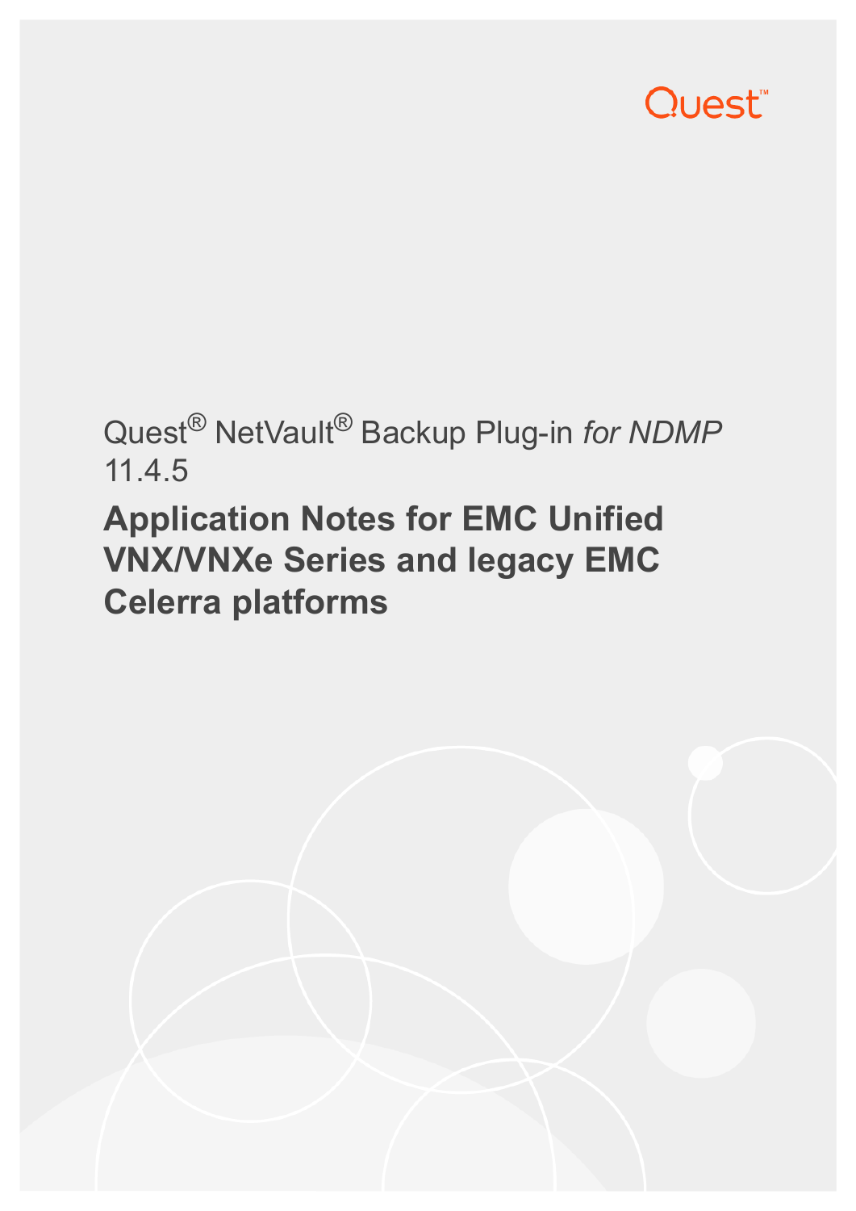Quest

Quest® NetVault® Backup Plug-in *for NDMP* 11.4.5

# Application Notes for EMC Unified VNX/VNXe Series and legacy EMC Celerra platforms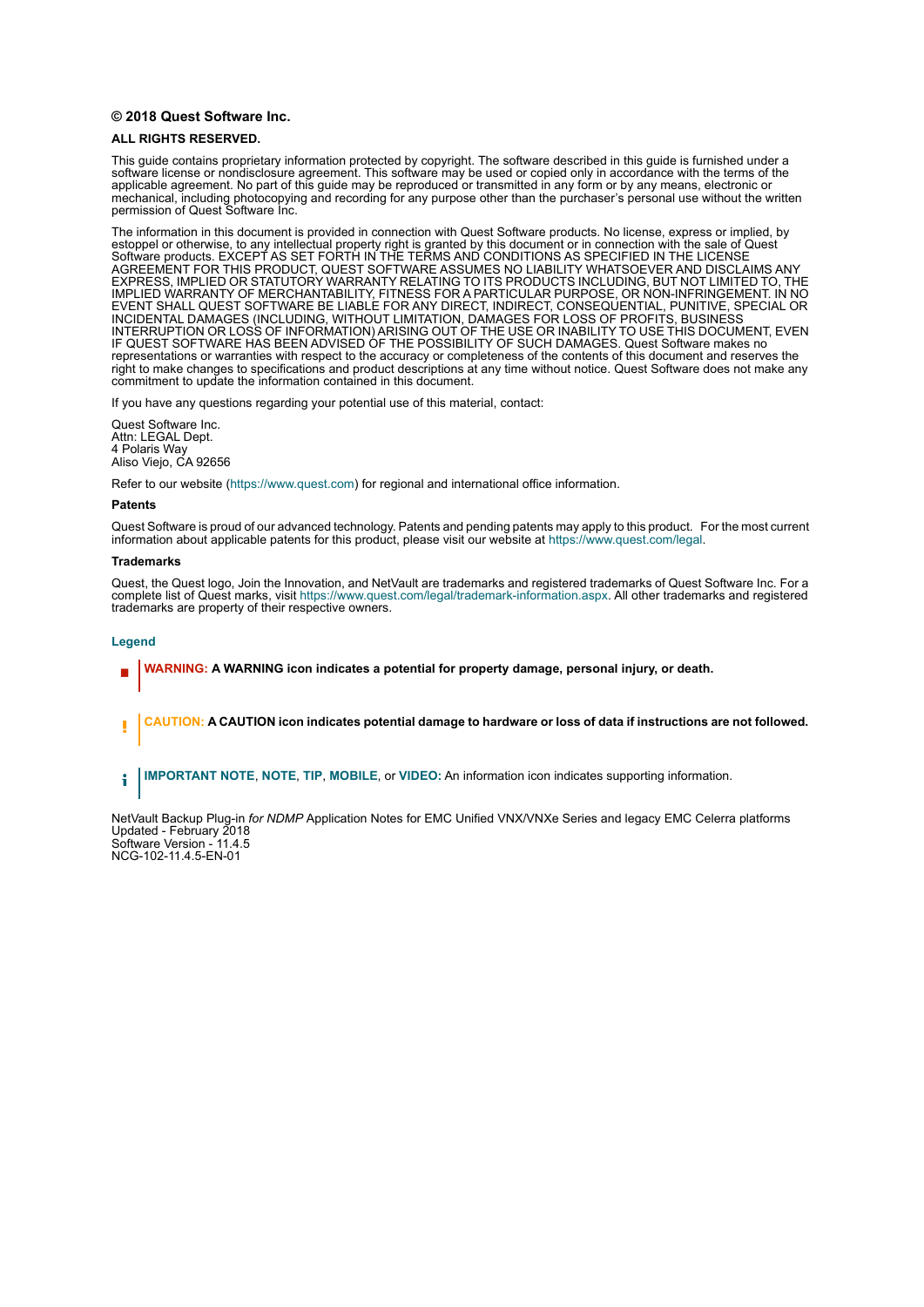**© 2018 Quest Software Inc.**

**ALL RIGHTS RESERVED.**

This guide contains proprietary information protected by copyright. The software described in this guide is furnished under a software license or nondisclosure agreement. This software may be used or copied only in accordance with the terms of the applicable agreement. No part of this guide may be reproduced or transmitted in any form or by any means, electronic or mechanical, including photocopying and recording for any purpose other than the purchaser's personal use without the written permission of Quest Software Inc.

The information in this document is provided in connection with Quest Software products. No license, express or implied, by estoppel or otherwise, to any intellectual property right is granted by this document or in connection with the sale of Quest Software products. EXCEPT AS SET FORTH IN THE TERMS AND CONDITIONS AS SPECIFIED IN THE LICENSE AGREEMENT FOR THIS PRODUCT, QUEST SOFTWARE ASSUMES NO LIABILITY WHATSOEVER AND DISCLAIMS ANY EXPRESS, IMPLIED OR STATUTORY WARRANTY RELATING TO ITS PRODUCTS INCLUDING, BUT NOT LIMITED TO, THE IMPLIED WARRANTY OF MERCHANTABILITY, FITNESS FOR A PARTICULAR PURPOSE, OR NON-INFRINGEMENT. IN NO EVENT SHALL QUEST SOFTWARE BE LIABLE FOR ANY DIRECT, INDIRECT, CONSEQUENTIAL, PUNITIVE, SPECIAL OR INCIDENTAL DAMAGES (INCLUDING, WITHOUT LIMITATION, DAMAGES FOR LOSS OF PROFITS, BUSINESS INTERRUPTION OR LOSS OF INFORMATION) ARISING OUT OF THE USE OR INABILITY TO USE THIS DOCUMENT, EVEN IF QUEST SOFTWARE HAS BEEN ADVISED OF THE POSSIBILITY OF SUCH DAMAGES. Quest Software makes no representations or warranties with respect to the accuracy or completeness of the contents of this document and reserves the right to make changes to specifications and product descriptions at any time without notice. Quest Software does not make any commitment to update the information contained in this document.

If you have any questions regarding your potential use of this material, contact:

Quest Software Inc.
Attn: LEGAL Dept.
4 Polaris Way
Aliso Viejo, CA 92656

Refer to our website (https://www.quest.com) for regional and international office information.

**Patents**

Quest Software is proud of our advanced technology. Patents and pending patents may apply to this product. For the most current information about applicable patents for this product, please visit our website at https://www.quest.com/legal.

**Trademarks**

Quest, the Quest logo, Join the Innovation, and NetVault are trademarks and registered trademarks of Quest Software Inc. For a complete list of Quest marks, visit https://www.quest.com/legal/trademark-information.aspx. All other trademarks and registered trademarks are property of their respective owners.

**Legend**

**WARNING: A WARNING icon indicates a potential for property damage, personal injury, or death.**

**CAUTION: A CAUTION icon indicates potential damage to hardware or loss of data if instructions are not followed.**

**IMPORTANT NOTE**, **NOTE**, **TIP**, **MOBILE**, or **VIDEO:** An information icon indicates supporting information.

NetVault Backup Plug-in *for NDMP* Application Notes for EMC Unified VNX/VNXe Series and legacy EMC Celerra platforms
Updated - February 2018
Software Version - 11.4.5
NCG-102-11.4.5-EN-01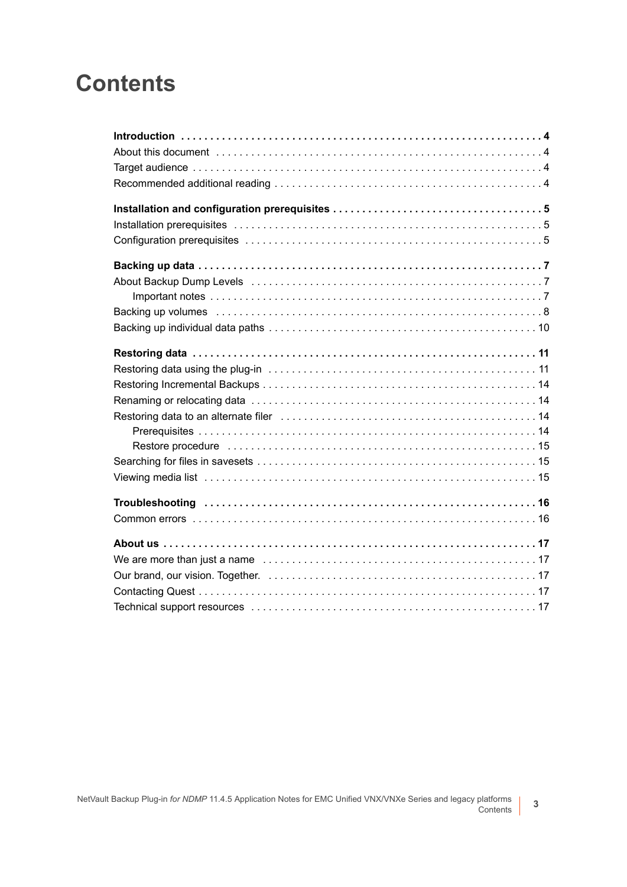# Contents

**Introduction** ..... **4**

About this document ..... 4

Target audience ..... 4

Recommended additional reading ..... 4

**Installation and configuration prerequisites** ..... **5**

Installation prerequisites ..... 5

Configuration prerequisites ..... 5

**Backing up data** ..... **7**

About Backup Dump Levels ..... 7

- Important notes ..... 7

Backing up volumes ..... 8

Backing up individual data paths ..... 10

**Restoring data** ..... **11**

Restoring data using the plug-in ..... 11

Restoring Incremental Backups ..... 14

Renaming or relocating data ..... 14

Restoring data to an alternate filer ..... 14

- Prerequisites ..... 14
- Restore procedure ..... 15

Searching for files in savesets ..... 15

Viewing media list ..... 15

**Troubleshooting** ..... **16**

Common errors ..... 16

**About us** ..... **17**

We are more than just a name ..... 17

Our brand, our vision. Together. ..... 17

Contacting Quest ..... 17

Technical support resources ..... 17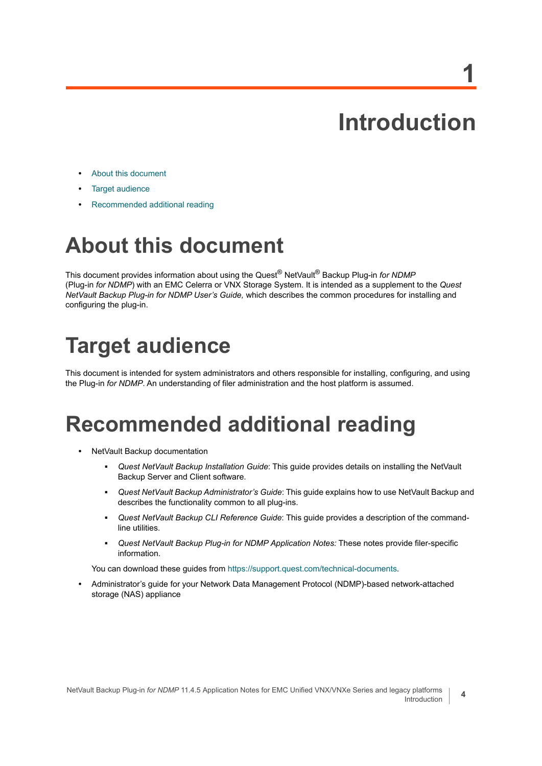# 1 Introduction

- About this document
- Target audience
- Recommended additional reading

## About this document

This document provides information about using the Quest® NetVault® Backup Plug-in *for NDMP* (Plug-in *for NDMP*) with an EMC Celerra or VNX Storage System. It is intended as a supplement to the *Quest NetVault Backup Plug-in for NDMP User's Guide,* which describes the common procedures for installing and configuring the plug-in.

## Target audience

This document is intended for system administrators and others responsible for installing, configuring, and using the Plug-in *for NDMP*. An understanding of filer administration and the host platform is assumed.

## Recommended additional reading

- NetVault Backup documentation
  - *Quest NetVault Backup Installation Guide*: This guide provides details on installing the NetVault Backup Server and Client software.
  - *Quest NetVault Backup Administrator's Guide*: This guide explains how to use NetVault Backup and describes the functionality common to all plug-ins.
  - *Quest NetVault Backup CLI Reference Guide*: This guide provides a description of the command-line utilities.
  - *Quest NetVault Backup Plug-in for NDMP Application Notes:* These notes provide filer-specific information.

  You can download these guides from https://support.quest.com/technical-documents.
- Administrator's guide for your Network Data Management Protocol (NDMP)-based network-attached storage (NAS) appliance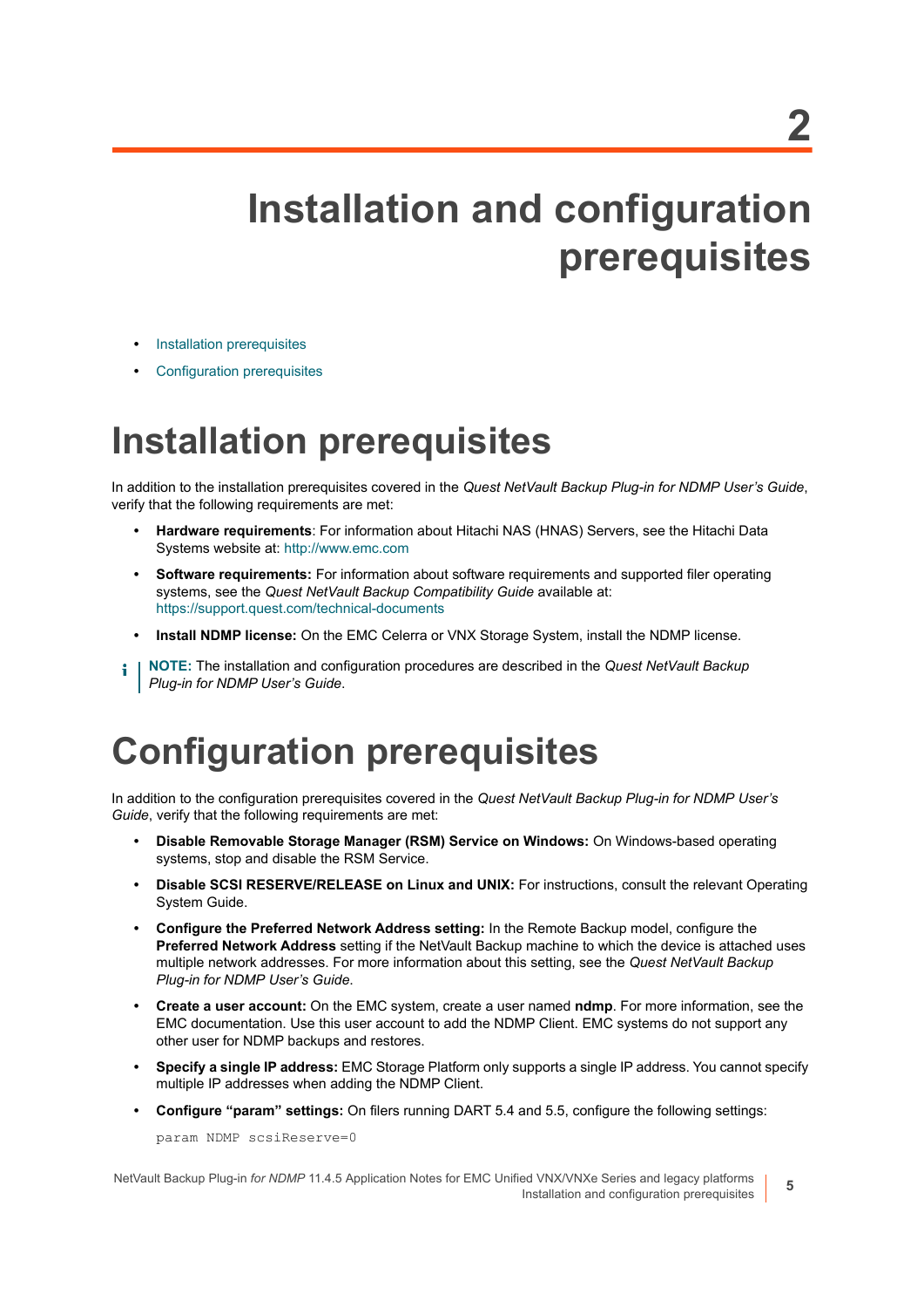# 2 Installation and configuration prerequisites

- Installation prerequisites
- Configuration prerequisites

## Installation prerequisites

In addition to the installation prerequisites covered in the *Quest NetVault Backup Plug-in for NDMP User's Guide*, verify that the following requirements are met:

- **Hardware requirements**: For information about Hitachi NAS (HNAS) Servers, see the Hitachi Data Systems website at: http://www.emc.com
- **Software requirements:** For information about software requirements and supported filer operating systems, see the *Quest NetVault Backup Compatibility Guide* available at: https://support.quest.com/technical-documents
- **Install NDMP license:** On the EMC Celerra or VNX Storage System, install the NDMP license.

> **NOTE:** The installation and configuration procedures are described in the *Quest NetVault Backup Plug-in for NDMP User's Guide*.

## Configuration prerequisites

In addition to the configuration prerequisites covered in the *Quest NetVault Backup Plug-in for NDMP User's Guide*, verify that the following requirements are met:

- **Disable Removable Storage Manager (RSM) Service on Windows:** On Windows-based operating systems, stop and disable the RSM Service.
- **Disable SCSI RESERVE/RELEASE on Linux and UNIX:** For instructions, consult the relevant Operating System Guide.
- **Configure the Preferred Network Address setting:** In the Remote Backup model, configure the **Preferred Network Address** setting if the NetVault Backup machine to which the device is attached uses multiple network addresses. For more information about this setting, see the *Quest NetVault Backup Plug-in for NDMP User's Guide*.
- **Create a user account:** On the EMC system, create a user named **ndmp**. For more information, see the EMC documentation. Use this user account to add the NDMP Client. EMC systems do not support any other user for NDMP backups and restores.
- **Specify a single IP address:** EMC Storage Platform only supports a single IP address. You cannot specify multiple IP addresses when adding the NDMP Client.
- **Configure "param" settings:** On filers running DART 5.4 and 5.5, configure the following settings:

```
param NDMP scsiReserve=0
```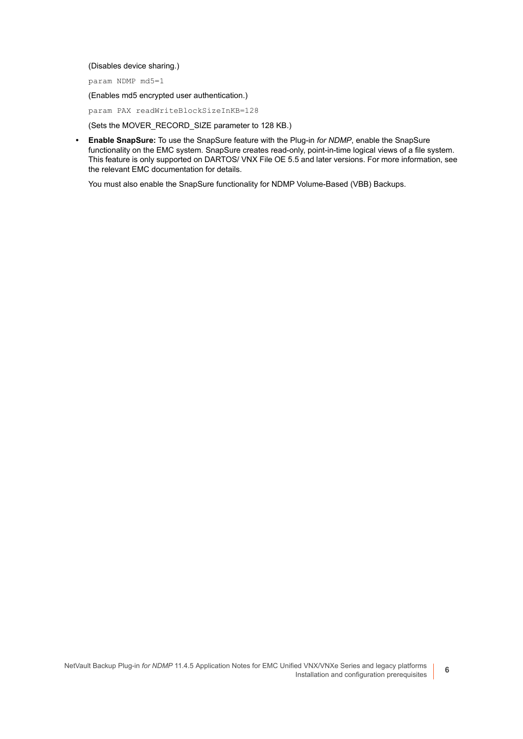(Disables device sharing.)

```
param NDMP md5=1
```

(Enables md5 encrypted user authentication.)

```
param PAX readWriteBlockSizeInKB=128
```

(Sets the MOVER_RECORD_SIZE parameter to 128 KB.)

- **Enable SnapSure:** To use the SnapSure feature with the Plug-in *for NDMP*, enable the SnapSure functionality on the EMC system. SnapSure creates read-only, point-in-time logical views of a file system. This feature is only supported on DARTOS/ VNX File OE 5.5 and later versions. For more information, see the relevant EMC documentation for details.

  You must also enable the SnapSure functionality for NDMP Volume-Based (VBB) Backups.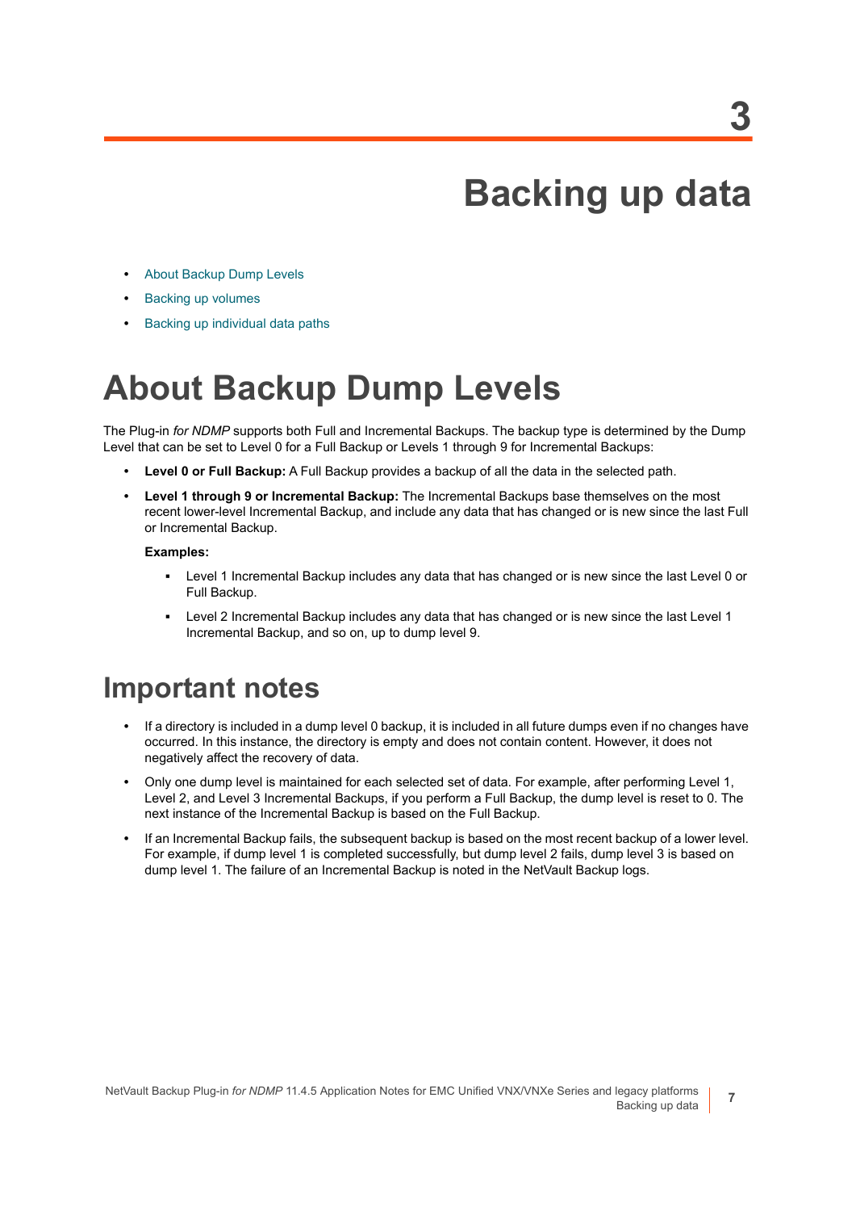# 3

# Backing up data

- About Backup Dump Levels
- Backing up volumes
- Backing up individual data paths

## About Backup Dump Levels

The Plug-in *for NDMP* supports both Full and Incremental Backups. The backup type is determined by the Dump Level that can be set to Level 0 for a Full Backup or Levels 1 through 9 for Incremental Backups:

- **Level 0 or Full Backup:** A Full Backup provides a backup of all the data in the selected path.
- **Level 1 through 9 or Incremental Backup:** The Incremental Backups base themselves on the most recent lower-level Incremental Backup, and include any data that has changed or is new since the last Full or Incremental Backup.

  **Examples:**

  - Level 1 Incremental Backup includes any data that has changed or is new since the last Level 0 or Full Backup.
  - Level 2 Incremental Backup includes any data that has changed or is new since the last Level 1 Incremental Backup, and so on, up to dump level 9.

## Important notes

- If a directory is included in a dump level 0 backup, it is included in all future dumps even if no changes have occurred. In this instance, the directory is empty and does not contain content. However, it does not negatively affect the recovery of data.
- Only one dump level is maintained for each selected set of data. For example, after performing Level 1, Level 2, and Level 3 Incremental Backups, if you perform a Full Backup, the dump level is reset to 0. The next instance of the Incremental Backup is based on the Full Backup.
- If an Incremental Backup fails, the subsequent backup is based on the most recent backup of a lower level. For example, if dump level 1 is completed successfully, but dump level 2 fails, dump level 3 is based on dump level 1. The failure of an Incremental Backup is noted in the NetVault Backup logs.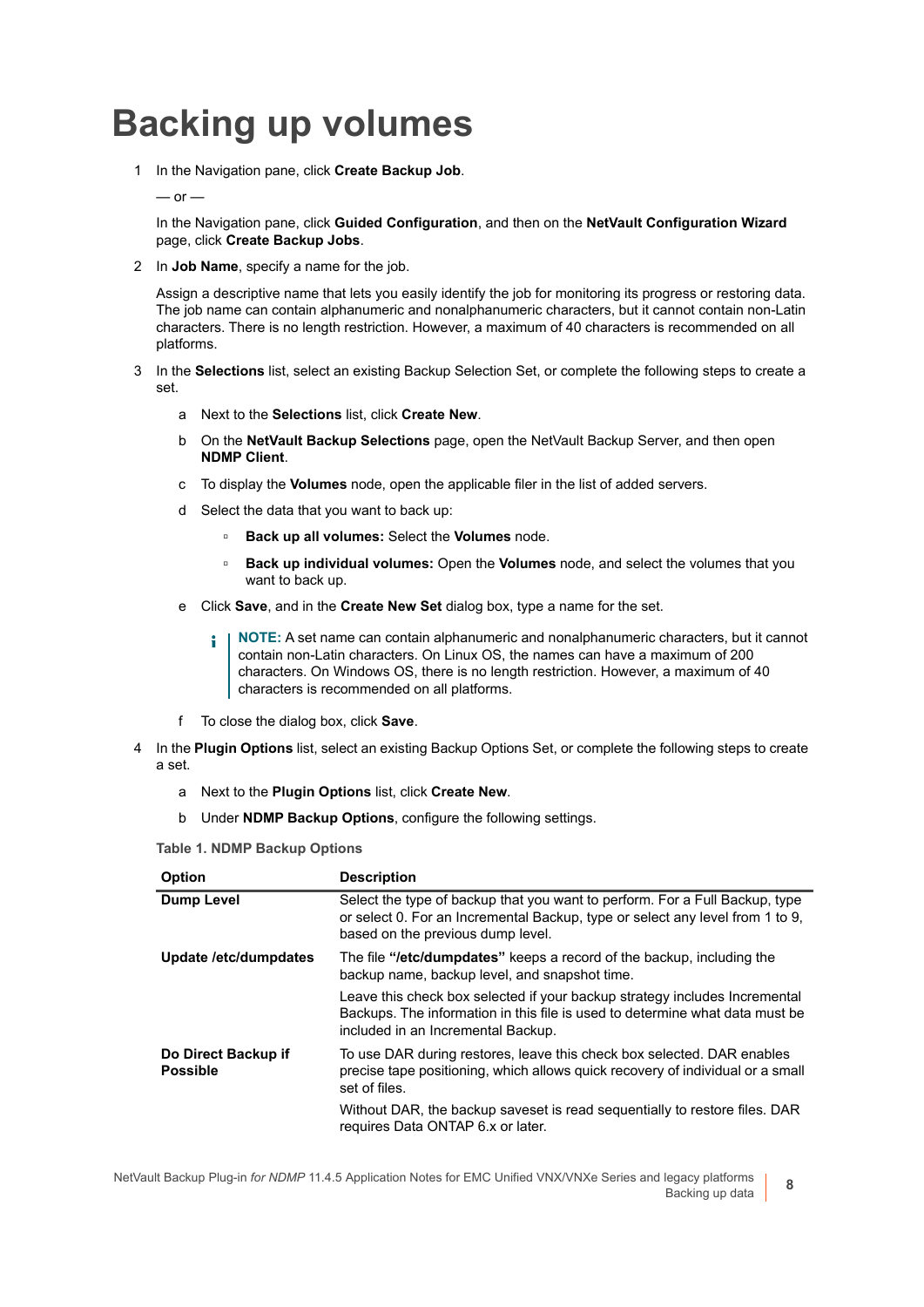# Backing up volumes

1. In the Navigation pane, click **Create Backup Job**.

   — or —

   In the Navigation pane, click **Guided Configuration**, and then on the **NetVault Configuration Wizard** page, click **Create Backup Jobs**.

2. In **Job Name**, specify a name for the job.

   Assign a descriptive name that lets you easily identify the job for monitoring its progress or restoring data. The job name can contain alphanumeric and nonalphanumeric characters, but it cannot contain non-Latin characters. There is no length restriction. However, a maximum of 40 characters is recommended on all platforms.

3. In the **Selections** list, select an existing Backup Selection Set, or complete the following steps to create a set.

   a. Next to the **Selections** list, click **Create New**.

   b. On the **NetVault Backup Selections** page, open the NetVault Backup Server, and then open **NDMP Client**.

   c. To display the **Volumes** node, open the applicable filer in the list of added servers.

   d. Select the data that you want to back up:

      - **Back up all volumes:** Select the **Volumes** node.
      - **Back up individual volumes:** Open the **Volumes** node, and select the volumes that you want to back up.

   e. Click **Save**, and in the **Create New Set** dialog box, type a name for the set.

      > **NOTE:** A set name can contain alphanumeric and nonalphanumeric characters, but it cannot contain non-Latin characters. On Linux OS, the names can have a maximum of 200 characters. On Windows OS, there is no length restriction. However, a maximum of 40 characters is recommended on all platforms.

   f. To close the dialog box, click **Save**.

4. In the **Plugin Options** list, select an existing Backup Options Set, or complete the following steps to create a set.

   a. Next to the **Plugin Options** list, click **Create New**.

   b. Under **NDMP Backup Options**, configure the following settings.

**Table 1. NDMP Backup Options**

| Option | Description |
|---|---|
| **Dump Level** | Select the type of backup that you want to perform. For a Full Backup, type or select 0. For an Incremental Backup, type or select any level from 1 to 9, based on the previous dump level. |
| **Update /etc/dumpdates** | The file **"/etc/dumpdates"** keeps a record of the backup, including the backup name, backup level, and snapshot time.<br><br>Leave this check box selected if your backup strategy includes Incremental Backups. The information in this file is used to determine what data must be included in an Incremental Backup. |
| **Do Direct Backup if Possible** | To use DAR during restores, leave this check box selected. DAR enables precise tape positioning, which allows quick recovery of individual or a small set of files.<br><br>Without DAR, the backup saveset is read sequentially to restore files. DAR requires Data ONTAP 6.x or later. |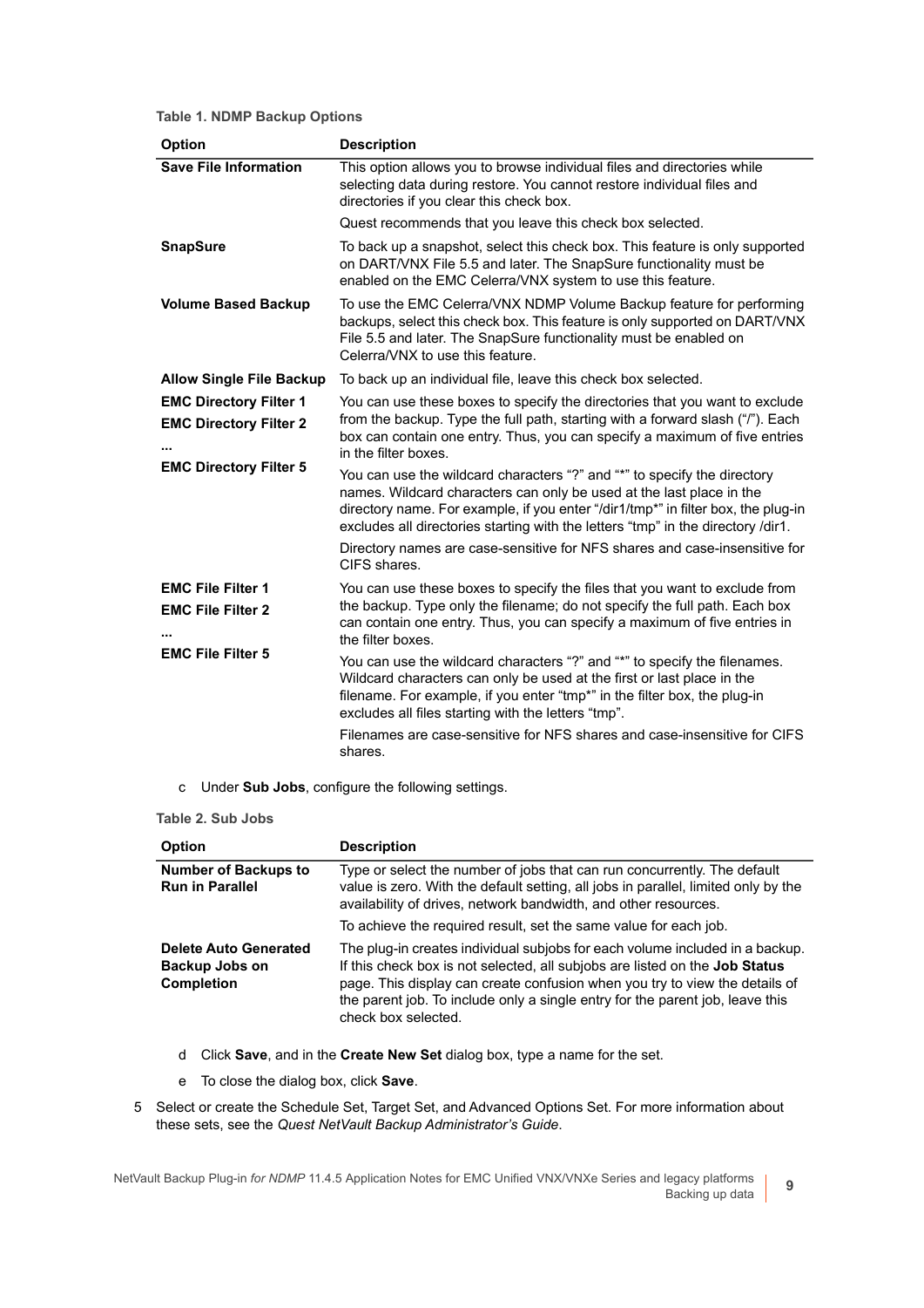**Table 1. NDMP Backup Options**

| Option | Description |
| --- | --- |
| **Save File Information** | This option allows you to browse individual files and directories while selecting data during restore. You cannot restore individual files and directories if you clear this check box.<br><br>Quest recommends that you leave this check box selected. |
| **SnapSure** | To back up a snapshot, select this check box. This feature is only supported on DART/VNX File 5.5 and later. The SnapSure functionality must be enabled on the EMC Celerra/VNX system to use this feature. |
| **Volume Based Backup** | To use the EMC Celerra/VNX NDMP Volume Backup feature for performing backups, select this check box. This feature is only supported on DART/VNX File 5.5 and later. The SnapSure functionality must be enabled on Celerra/VNX to use this feature. |
| **Allow Single File Backup** | To back up an individual file, leave this check box selected. |
| **EMC Directory Filter 1**<br>**EMC Directory Filter 2**<br>**...**<br>**EMC Directory Filter 5** | You can use these boxes to specify the directories that you want to exclude from the backup. Type the full path, starting with a forward slash ("/"). Each box can contain one entry. Thus, you can specify a maximum of five entries in the filter boxes.<br><br>You can use the wildcard characters "?" and "*" to specify the directory names. Wildcard characters can only be used at the last place in the directory name. For example, if you enter "/dir1/tmp*" in filter box, the plug-in excludes all directories starting with the letters "tmp" in the directory /dir1.<br><br>Directory names are case-sensitive for NFS shares and case-insensitive for CIFS shares. |
| **EMC File Filter 1**<br>**EMC File Filter 2**<br>**...**<br>**EMC File Filter 5** | You can use these boxes to specify the files that you want to exclude from the backup. Type only the filename; do not specify the full path. Each box can contain one entry. Thus, you can specify a maximum of five entries in the filter boxes.<br><br>You can use the wildcard characters "?" and "*" to specify the filenames. Wildcard characters can only be used at the first or last place in the filename. For example, if you enter "tmp*" in the filter box, the plug-in excludes all files starting with the letters "tmp".<br><br>Filenames are case-sensitive for NFS shares and case-insensitive for CIFS shares. |

c Under **Sub Jobs**, configure the following settings.

**Table 2. Sub Jobs**

| Option | Description |
| --- | --- |
| **Number of Backups to Run in Parallel** | Type or select the number of jobs that can run concurrently. The default value is zero. With the default setting, all jobs in parallel, limited only by the availability of drives, network bandwidth, and other resources.<br><br>To achieve the required result, set the same value for each job. |
| **Delete Auto Generated Backup Jobs on Completion** | The plug-in creates individual subjobs for each volume included in a backup. If this check box is not selected, all subjobs are listed on the **Job Status** page. This display can create confusion when you try to view the details of the parent job. To include only a single entry for the parent job, leave this check box selected. |

d Click **Save**, and in the **Create New Set** dialog box, type a name for the set.

e To close the dialog box, click **Save**.

5 Select or create the Schedule Set, Target Set, and Advanced Options Set. For more information about these sets, see the *Quest NetVault Backup Administrator's Guide*.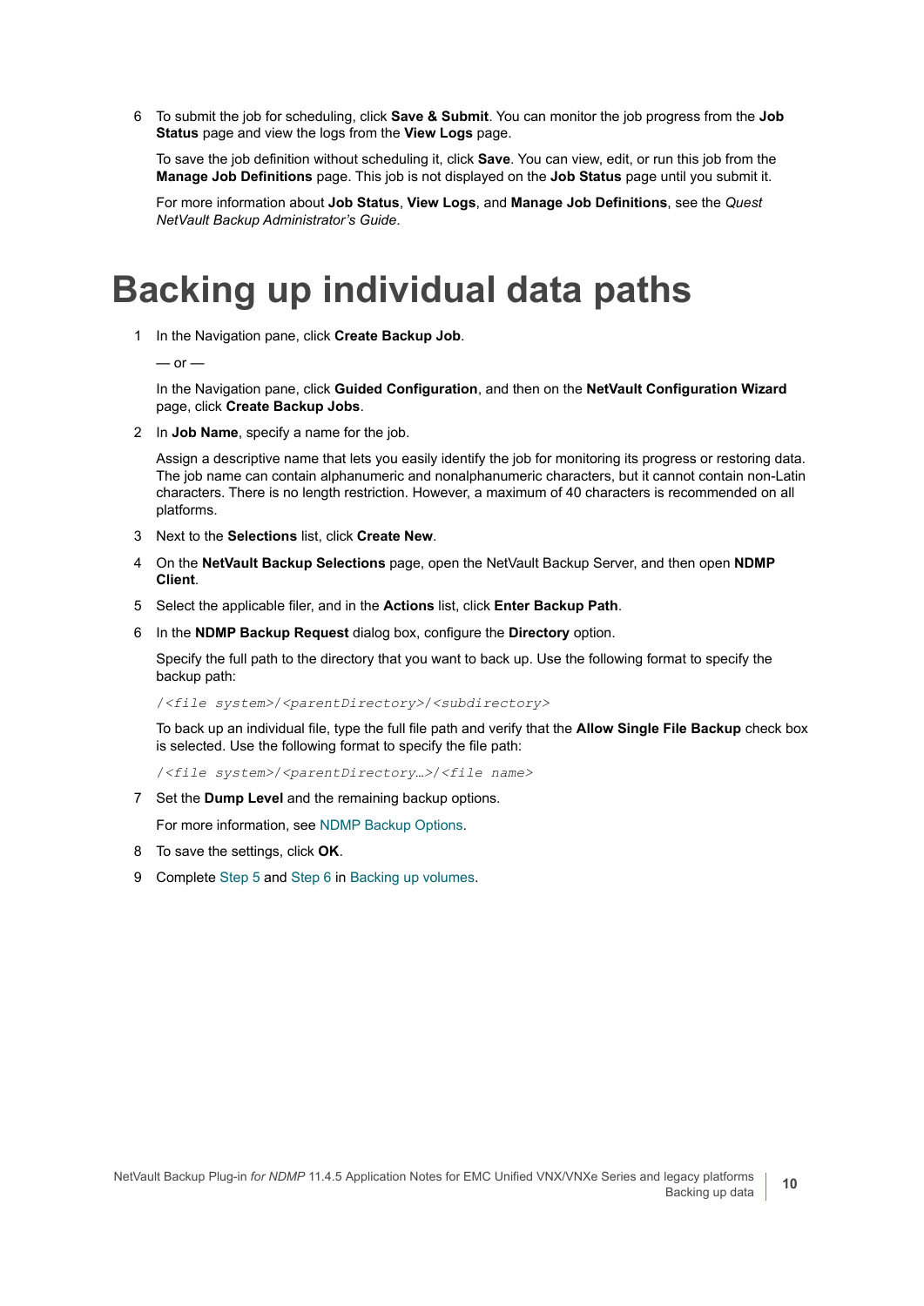6 To submit the job for scheduling, click **Save & Submit**. You can monitor the job progress from the **Job Status** page and view the logs from the **View Logs** page.

   To save the job definition without scheduling it, click **Save**. You can view, edit, or run this job from the **Manage Job Definitions** page. This job is not displayed on the **Job Status** page until you submit it.

   For more information about **Job Status**, **View Logs**, and **Manage Job Definitions**, see the *Quest NetVault Backup Administrator's Guide*.

# Backing up individual data paths

1. In the Navigation pane, click **Create Backup Job**.

   — or —

   In the Navigation pane, click **Guided Configuration**, and then on the **NetVault Configuration Wizard** page, click **Create Backup Jobs**.

2. In **Job Name**, specify a name for the job.

   Assign a descriptive name that lets you easily identify the job for monitoring its progress or restoring data. The job name can contain alphanumeric and nonalphanumeric characters, but it cannot contain non-Latin characters. There is no length restriction. However, a maximum of 40 characters is recommended on all platforms.

3. Next to the **Selections** list, click **Create New**.

4. On the **NetVault Backup Selections** page, open the NetVault Backup Server, and then open **NDMP Client**.

5. Select the applicable filer, and in the **Actions** list, click **Enter Backup Path**.

6. In the **NDMP Backup Request** dialog box, configure the **Directory** option.

   Specify the full path to the directory that you want to back up. Use the following format to specify the backup path:

   ```
   /<file system>/<parentDirectory>/<subdirectory>
   ```

   To back up an individual file, type the full file path and verify that the **Allow Single File Backup** check box is selected. Use the following format to specify the file path:

   ```
   /<file system>/<parentDirectory…>/<file name>
   ```

7. Set the **Dump Level** and the remaining backup options.

   For more information, see NDMP Backup Options.

8. To save the settings, click **OK**.

9. Complete Step 5 and Step 6 in Backing up volumes.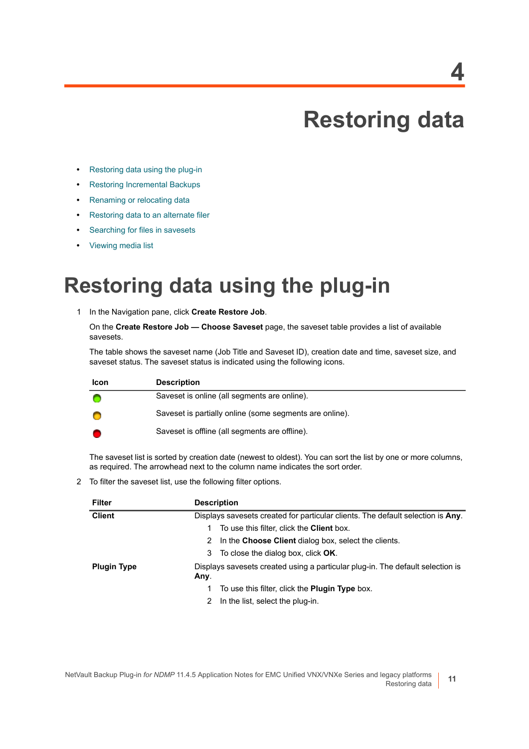# 4

# Restoring data

- Restoring data using the plug-in
- Restoring Incremental Backups
- Renaming or relocating data
- Restoring data to an alternate filer
- Searching for files in savesets
- Viewing media list

## Restoring data using the plug-in

1. In the Navigation pane, click **Create Restore Job**.

   On the **Create Restore Job — Choose Saveset** page, the saveset table provides a list of available savesets.

   The table shows the saveset name (Job Title and Saveset ID), creation date and time, saveset size, and saveset status. The saveset status is indicated using the following icons.

   | Icon | Description |
   |---|---|
   | 🟢 | Saveset is online (all segments are online). |
   | 🟠 | Saveset is partially online (some segments are online). |
   | 🔴 | Saveset is offline (all segments are offline). |

   The saveset list is sorted by creation date (newest to oldest). You can sort the list by one or more columns, as required. The arrowhead next to the column name indicates the sort order.

2. To filter the saveset list, use the following filter options.

| Filter | Description |
|---|---|
| **Client** | Displays savesets created for particular clients. The default selection is **Any**.<br>1 To use this filter, click the **Client** box.<br>2 In the **Choose Client** dialog box, select the clients.<br>3 To close the dialog box, click **OK**. |
| **Plugin Type** | Displays savesets created using a particular plug-in. The default selection is **Any**.<br>1 To use this filter, click the **Plugin Type** box.<br>2 In the list, select the plug-in. |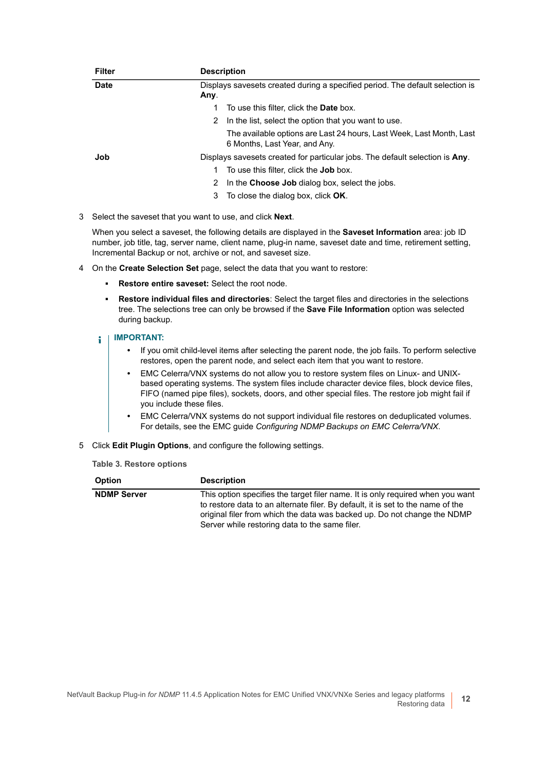| Filter | Description |
|---|---|
| **Date** | Displays savesets created during a specified period. The default selection is **Any**.<br>1 To use this filter, click the **Date** box.<br>2 In the list, select the option that you want to use.<br>The available options are Last 24 hours, Last Week, Last Month, Last 6 Months, Last Year, and Any. |
| **Job** | Displays savesets created for particular jobs. The default selection is **Any**.<br>1 To use this filter, click the **Job** box.<br>2 In the **Choose Job** dialog box, select the jobs.<br>3 To close the dialog box, click **OK**. |

3 Select the saveset that you want to use, and click **Next**.

When you select a saveset, the following details are displayed in the **Saveset Information** area: job ID number, job title, tag, server name, client name, plug-in name, saveset date and time, retirement setting, Incremental Backup or not, archive or not, and saveset size.

4 On the **Create Selection Set** page, select the data that you want to restore:

- **Restore entire saveset:** Select the root node.
- **Restore individual files and directories**: Select the target files and directories in the selections tree. The selections tree can only be browsed if the **Save File Information** option was selected during backup.

**IMPORTANT:**

- If you omit child-level items after selecting the parent node, the job fails. To perform selective restores, open the parent node, and select each item that you want to restore.
- EMC Celerra/VNX systems do not allow you to restore system files on Linux- and UNIX-based operating systems. The system files include character device files, block device files, FIFO (named pipe files), sockets, doors, and other special files. The restore job might fail if you include these files.
- EMC Celerra/VNX systems do not support individual file restores on deduplicated volumes. For details, see the EMC guide *Configuring NDMP Backups on EMC Celerra/VNX*.

5 Click **Edit Plugin Options**, and configure the following settings.

**Table 3. Restore options**

| Option | Description |
|---|---|
| **NDMP Server** | This option specifies the target filer name. It is only required when you want to restore data to an alternate filer. By default, it is set to the name of the original filer from which the data was backed up. Do not change the NDMP Server while restoring data to the same filer. |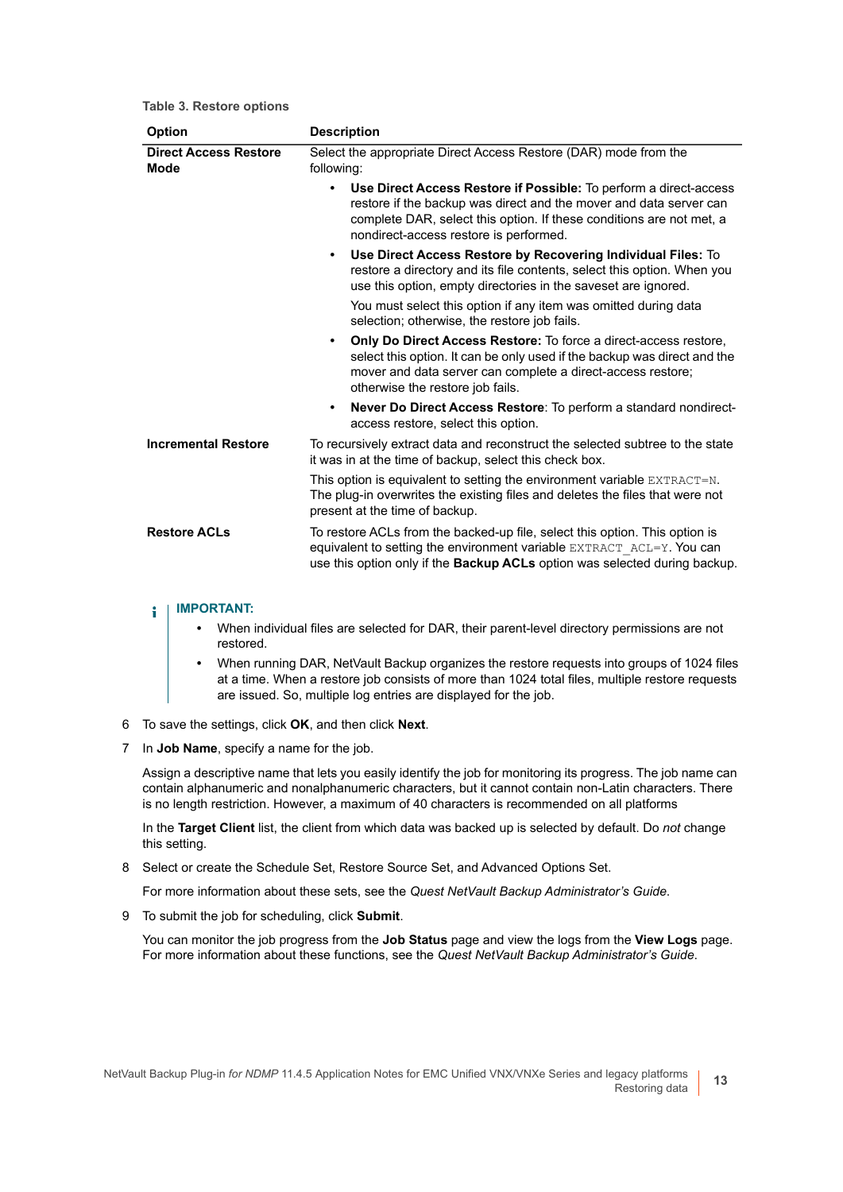**Table 3. Restore options**

| Option | Description |
|---|---|
| **Direct Access Restore Mode** | Select the appropriate Direct Access Restore (DAR) mode from the following:<br>• **Use Direct Access Restore if Possible:** To perform a direct-access restore if the backup was direct and the mover and data server can complete DAR, select this option. If these conditions are not met, a nondirect-access restore is performed.<br>• **Use Direct Access Restore by Recovering Individual Files:** To restore a directory and its file contents, select this option. When you use this option, empty directories in the saveset are ignored.<br>You must select this option if any item was omitted during data selection; otherwise, the restore job fails.<br>• **Only Do Direct Access Restore:** To force a direct-access restore, select this option. It can be only used if the backup was direct and the mover and data server can complete a direct-access restore; otherwise the restore job fails.<br>• **Never Do Direct Access Restore**: To perform a standard nondirect-access restore, select this option. |
| **Incremental Restore** | To recursively extract data and reconstruct the selected subtree to the state it was in at the time of backup, select this check box.<br>This option is equivalent to setting the environment variable `EXTRACT=N`. The plug-in overwrites the existing files and deletes the files that were not present at the time of backup. |
| **Restore ACLs** | To restore ACLs from the backed-up file, select this option. This option is equivalent to setting the environment variable `EXTRACT_ACL=Y`. You can use this option only if the **Backup ACLs** option was selected during backup. |

**IMPORTANT:**

- When individual files are selected for DAR, their parent-level directory permissions are not restored.
- When running DAR, NetVault Backup organizes the restore requests into groups of 1024 files at a time. When a restore job consists of more than 1024 total files, multiple restore requests are issued. So, multiple log entries are displayed for the job.

6. To save the settings, click **OK**, and then click **Next**.
7. In **Job Name**, specify a name for the job.

   Assign a descriptive name that lets you easily identify the job for monitoring its progress. The job name can contain alphanumeric and nonalphanumeric characters, but it cannot contain non-Latin characters. There is no length restriction. However, a maximum of 40 characters is recommended on all platforms

   In the **Target Client** list, the client from which data was backed up is selected by default. Do *not* change this setting.
8. Select or create the Schedule Set, Restore Source Set, and Advanced Options Set.

   For more information about these sets, see the *Quest NetVault Backup Administrator's Guide*.
9. To submit the job for scheduling, click **Submit**.

   You can monitor the job progress from the **Job Status** page and view the logs from the **View Logs** page. For more information about these functions, see the *Quest NetVault Backup Administrator's Guide*.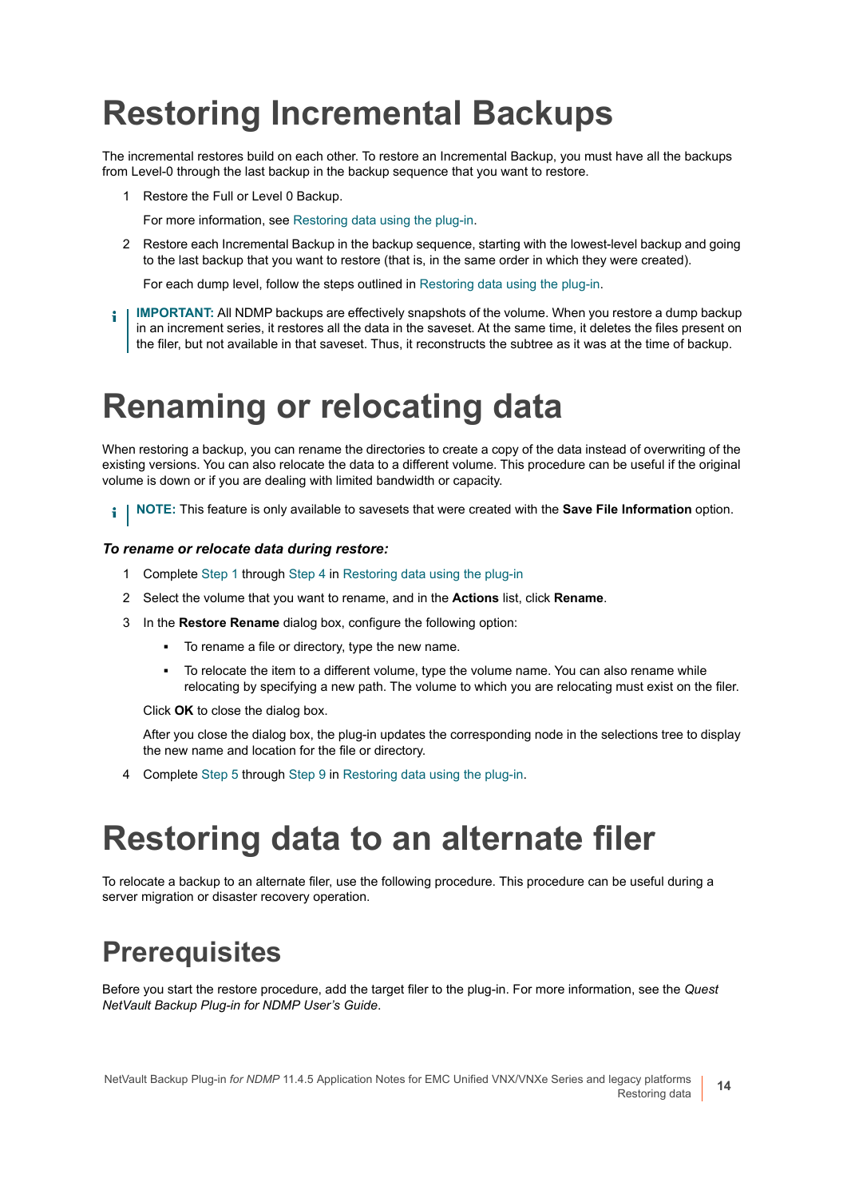# Restoring Incremental Backups

The incremental restores build on each other. To restore an Incremental Backup, you must have all the backups from Level-0 through the last backup in the backup sequence that you want to restore.

1. Restore the Full or Level 0 Backup.

   For more information, see Restoring data using the plug-in.

2. Restore each Incremental Backup in the backup sequence, starting with the lowest-level backup and going to the last backup that you want to restore (that is, in the same order in which they were created).

   For each dump level, follow the steps outlined in Restoring data using the plug-in.

> **IMPORTANT:** All NDMP backups are effectively snapshots of the volume. When you restore a dump backup in an increment series, it restores all the data in the saveset. At the same time, it deletes the files present on the filer, but not available in that saveset. Thus, it reconstructs the subtree as it was at the time of backup.

# Renaming or relocating data

When restoring a backup, you can rename the directories to create a copy of the data instead of overwriting of the existing versions. You can also relocate the data to a different volume. This procedure can be useful if the original volume is down or if you are dealing with limited bandwidth or capacity.

> **NOTE:** This feature is only available to savesets that were created with the **Save File Information** option.

***To rename or relocate data during restore:***

1. Complete Step 1 through Step 4 in Restoring data using the plug-in
2. Select the volume that you want to rename, and in the **Actions** list, click **Rename**.
3. In the **Restore Rename** dialog box, configure the following option:
   - To rename a file or directory, type the new name.
   - To relocate the item to a different volume, type the volume name. You can also rename while relocating by specifying a new path. The volume to which you are relocating must exist on the filer.

   Click **OK** to close the dialog box.

   After you close the dialog box, the plug-in updates the corresponding node in the selections tree to display the new name and location for the file or directory.

4. Complete Step 5 through Step 9 in Restoring data using the plug-in.

# Restoring data to an alternate filer

To relocate a backup to an alternate filer, use the following procedure. This procedure can be useful during a server migration or disaster recovery operation.

## Prerequisites

Before you start the restore procedure, add the target filer to the plug-in. For more information, see the *Quest NetVault Backup Plug-in for NDMP User's Guide*.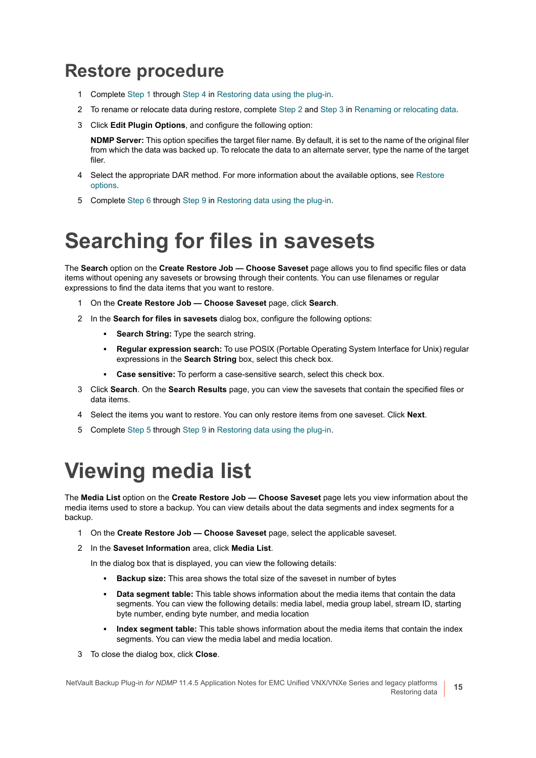## Restore procedure

1. Complete Step 1 through Step 4 in Restoring data using the plug-in.
2. To rename or relocate data during restore, complete Step 2 and Step 3 in Renaming or relocating data.
3. Click **Edit Plugin Options**, and configure the following option:

   **NDMP Server:** This option specifies the target filer name. By default, it is set to the name of the original filer from which the data was backed up. To relocate the data to an alternate server, type the name of the target filer.
4. Select the appropriate DAR method. For more information about the available options, see Restore options.
5. Complete Step 6 through Step 9 in Restoring data using the plug-in.

# Searching for files in savesets

The **Search** option on the **Create Restore Job — Choose Saveset** page allows you to find specific files or data items without opening any savesets or browsing through their contents. You can use filenames or regular expressions to find the data items that you want to restore.

1. On the **Create Restore Job — Choose Saveset** page, click **Search**.
2. In the **Search for files in savesets** dialog box, configure the following options:
   - **Search String:** Type the search string.
   - **Regular expression search:** To use POSIX (Portable Operating System Interface for Unix) regular expressions in the **Search String** box, select this check box.
   - **Case sensitive:** To perform a case-sensitive search, select this check box.
3. Click **Search**. On the **Search Results** page, you can view the savesets that contain the specified files or data items.
4. Select the items you want to restore. You can only restore items from one saveset. Click **Next**.
5. Complete Step 5 through Step 9 in Restoring data using the plug-in.

# Viewing media list

The **Media List** option on the **Create Restore Job — Choose Saveset** page lets you view information about the media items used to store a backup. You can view details about the data segments and index segments for a backup.

1. On the **Create Restore Job — Choose Saveset** page, select the applicable saveset.
2. In the **Saveset Information** area, click **Media List**.

   In the dialog box that is displayed, you can view the following details:
   - **Backup size:** This area shows the total size of the saveset in number of bytes
   - **Data segment table:** This table shows information about the media items that contain the data segments. You can view the following details: media label, media group label, stream ID, starting byte number, ending byte number, and media location
   - **Index segment table:** This table shows information about the media items that contain the index segments. You can view the media label and media location.
3. To close the dialog box, click **Close**.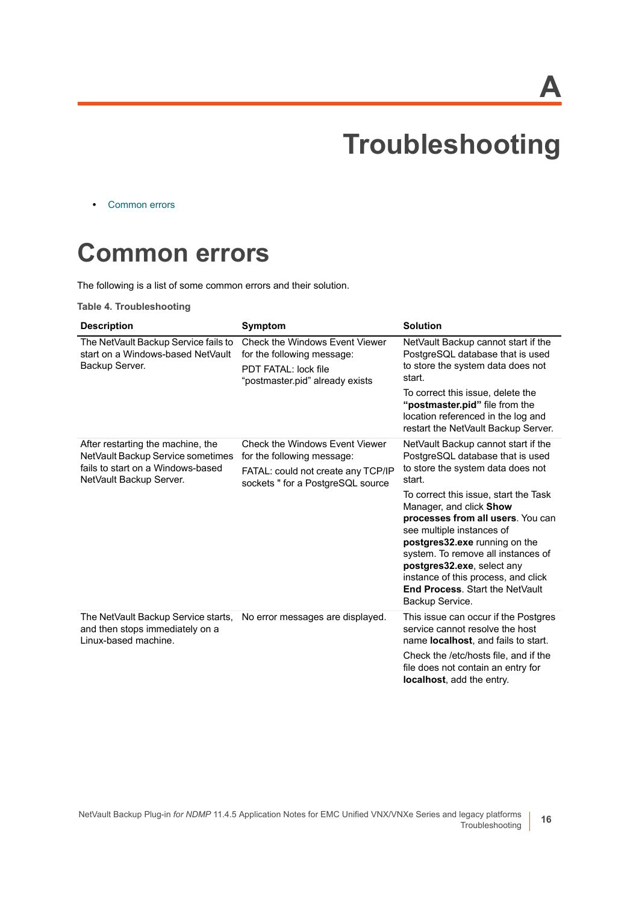A

# Troubleshooting

- Common errors

## Common errors

The following is a list of some common errors and their solution.

**Table 4. Troubleshooting**

| Description | Symptom | Solution |
|---|---|---|
| The NetVault Backup Service fails to start on a Windows-based NetVault Backup Server. | Check the Windows Event Viewer for the following message:<br>PDT FATAL: lock file “postmaster.pid” already exists | NetVault Backup cannot start if the PostgreSQL database that is used to store the system data does not start.<br>To correct this issue, delete the **“postmaster.pid”** file from the location referenced in the log and restart the NetVault Backup Server. |
| After restarting the machine, the NetVault Backup Service sometimes fails to start on a Windows-based NetVault Backup Server. | Check the Windows Event Viewer for the following message:<br>FATAL: could not create any TCP/IP sockets " for a PostgreSQL source | NetVault Backup cannot start if the PostgreSQL database that is used to store the system data does not start.<br>To correct this issue, start the Task Manager, and click **Show processes from all users**. You can see multiple instances of **postgres32.exe** running on the system. To remove all instances of **postgres32.exe**, select any instance of this process, and click **End Process**. Start the NetVault Backup Service. |
| The NetVault Backup Service starts, and then stops immediately on a Linux-based machine. | No error messages are displayed. | This issue can occur if the Postgres service cannot resolve the host name **localhost**, and fails to start.<br>Check the /etc/hosts file, and if the file does not contain an entry for **localhost**, add the entry. |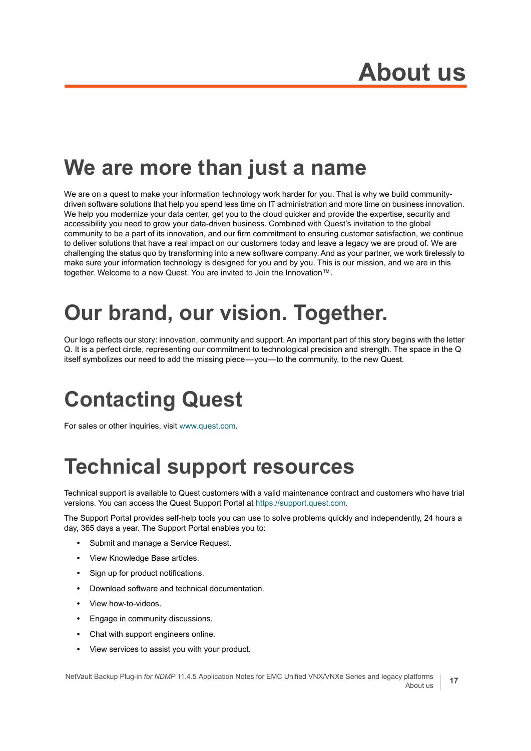# About us

## We are more than just a name

We are on a quest to make your information technology work harder for you. That is why we build community-driven software solutions that help you spend less time on IT administration and more time on business innovation. We help you modernize your data center, get you to the cloud quicker and provide the expertise, security and accessibility you need to grow your data-driven business. Combined with Quest's invitation to the global community to be a part of its innovation, and our firm commitment to ensuring customer satisfaction, we continue to deliver solutions that have a real impact on our customers today and leave a legacy we are proud of. We are challenging the status quo by transforming into a new software company. And as your partner, we work tirelessly to make sure your information technology is designed for you and by you. This is our mission, and we are in this together. Welcome to a new Quest. You are invited to Join the Innovation™.

## Our brand, our vision. Together.

Our logo reflects our story: innovation, community and support. An important part of this story begins with the letter Q. It is a perfect circle, representing our commitment to technological precision and strength. The space in the Q itself symbolizes our need to add the missing piece—you—to the community, to the new Quest.

## Contacting Quest

For sales or other inquiries, visit www.quest.com.

## Technical support resources

Technical support is available to Quest customers with a valid maintenance contract and customers who have trial versions. You can access the Quest Support Portal at https://support.quest.com.

The Support Portal provides self-help tools you can use to solve problems quickly and independently, 24 hours a day, 365 days a year. The Support Portal enables you to:

- Submit and manage a Service Request.
- View Knowledge Base articles.
- Sign up for product notifications.
- Download software and technical documentation.
- View how-to-videos.
- Engage in community discussions.
- Chat with support engineers online.
- View services to assist you with your product.